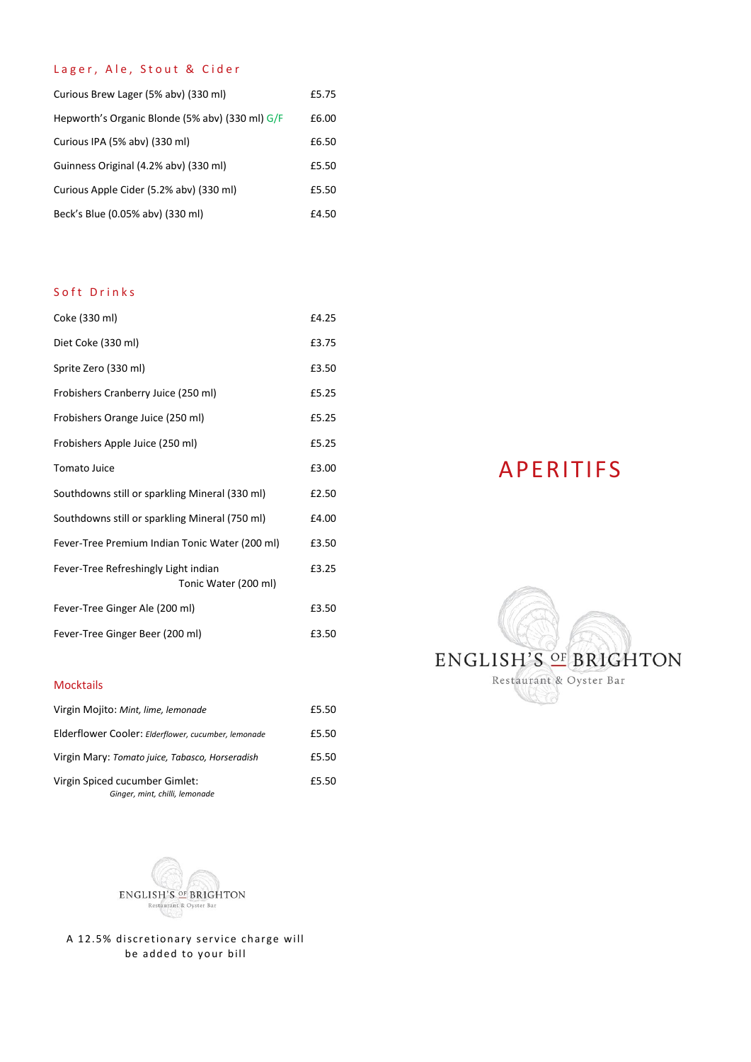## Lager, Ale, Stout & Cider

| Item | Price |
|---|---|
| Curious Brew Lager (5% abv) (330 ml) | £5.75 |
| Hepworth's Organic Blonde (5% abv) (330 ml) G/F | £6.00 |
| Curious IPA (5% abv) (330 ml) | £6.50 |
| Guinness Original (4.2% abv) (330 ml) | £5.50 |
| Curious Apple Cider (5.2% abv) (330 ml) | £5.50 |
| Beck's Blue (0.05% abv) (330 ml) | £4.50 |

## Soft Drinks

| Item | Price |
|---|---|
| Coke (330 ml) | £4.25 |
| Diet Coke (330 ml) | £3.75 |
| Sprite Zero (330 ml) | £3.50 |
| Frobishers Cranberry Juice (250 ml) | £5.25 |
| Frobishers Orange Juice (250 ml) | £5.25 |
| Frobishers Apple Juice (250 ml) | £5.25 |
| Tomato Juice | £3.00 |
| Southdowns still or sparkling Mineral (330 ml) | £2.50 |
| Southdowns still or sparkling Mineral (750 ml) | £4.00 |
| Fever-Tree Premium Indian Tonic Water (200 ml) | £3.50 |
| Fever-Tree Refreshingly Light indian Tonic Water (200 ml) | £3.25 |
| Fever-Tree Ginger Ale (200 ml) | £3.50 |
| Fever-Tree Ginger Beer (200 ml) | £3.50 |

## Mocktails

| Item | Price |
|---|---|
| Virgin Mojito: *Mint, lime, lemonade* | £5.50 |
| Elderflower Cooler: *Elderflower, cucumber, lemonade* | £5.50 |
| Virgin Mary: *Tomato juice, Tabasco, Horseradish* | £5.50 |
| Virgin Spiced cucumber Gimlet: *Ginger, mint, chilli, lemonade* | £5.50 |

ENGLISH'S OF BRIGHTON
Restaurant & Oyster Bar

A 12.5% discretionary service charge will be added to your bill

# APERITIFS

ENGLISH'S OF BRIGHTON
Restaurant & Oyster Bar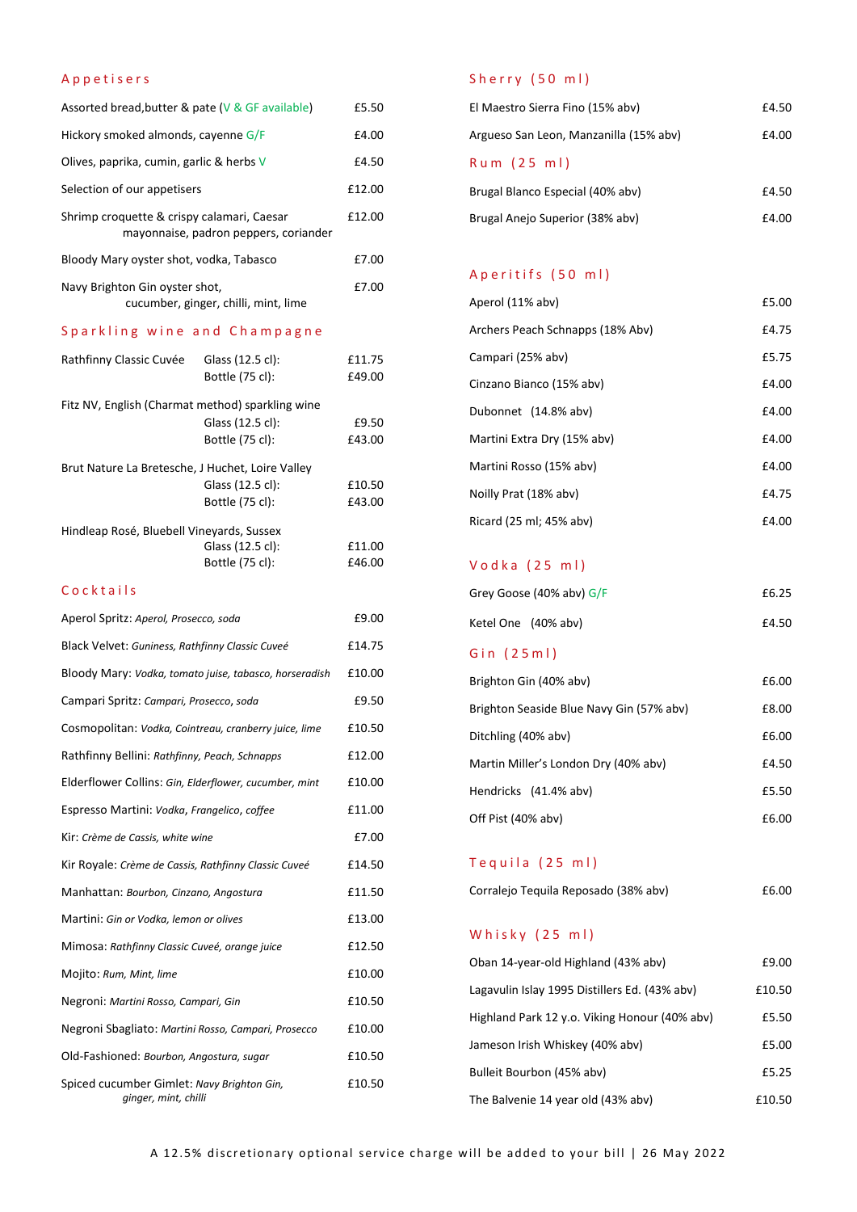## Appetisers

| | |
|---|---|
| Assorted bread,butter & pate (V & GF available) | £5.50 |
| Hickory smoked almonds, cayenne G/F | £4.00 |
| Olives, paprika, cumin, garlic & herbs V | £4.50 |
| Selection of our appetisers | £12.00 |
| Shrimp croquette & crispy calamari, Caesar mayonnaise, padron peppers, coriander | £12.00 |
| Bloody Mary oyster shot, vodka, Tabasco | £7.00 |
| Navy Brighton Gin oyster shot, cucumber, ginger, chilli, mint, lime | £7.00 |

## Sparkling wine and Champagne

| | | |
|---|---|---|
| Rathfinny Classic Cuvée | Glass (12.5 cl): | £11.75 |
| | Bottle (75 cl): | £49.00 |
| Fitz NV, English (Charmat method) sparkling wine | Glass (12.5 cl): | £9.50 |
| | Bottle (75 cl): | £43.00 |
| Brut Nature La Bretesche, J Huchet, Loire Valley | Glass (12.5 cl): | £10.50 |
| | Bottle (75 cl): | £43.00 |
| Hindleap Rosé, Bluebell Vineyards, Sussex | Glass (12.5 cl): | £11.00 |
| | Bottle (75 cl): | £46.00 |

## Cocktails

| | |
|---|---|
| Aperol Spritz: *Aperol, Prosecco, soda* | £9.00 |
| Black Velvet: *Guniness, Rathfinny Classic Cuveé* | £14.75 |
| Bloody Mary: *Vodka, tomato juise, tabasco, horseradish* | £10.00 |
| Campari Spritz: *Campari, Prosecco, soda* | £9.50 |
| Cosmopolitan: *Vodka, Cointreau, cranberry juice, lime* | £10.50 |
| Rathfinny Bellini: *Rathfinny, Peach, Schnapps* | £12.00 |
| Elderflower Collins: *Gin, Elderflower, cucumber, mint* | £10.00 |
| Espresso Martini: *Vodka, Frangelico, coffee* | £11.00 |
| Kir: *Crème de Cassis, white wine* | £7.00 |
| Kir Royale: *Crème de Cassis, Rathfinny Classic Cuveé* | £14.50 |
| Manhattan: *Bourbon, Cinzano, Angostura* | £11.50 |
| Martini: *Gin or Vodka, lemon or olives* | £13.00 |
| Mimosa: *Rathfinny Classic Cuveé, orange juice* | £12.50 |
| Mojito: *Rum, Mint, lime* | £10.00 |
| Negroni: *Martini Rosso, Campari, Gin* | £10.50 |
| Negroni Sbagliato: *Martini Rosso, Campari, Prosecco* | £10.00 |
| Old-Fashioned: *Bourbon, Angostura, sugar* | £10.50 |
| Spiced cucumber Gimlet: *Navy Brighton Gin, ginger, mint, chilli* | £10.50 |

## Sherry (50 ml)

| | |
|---|---|
| El Maestro Sierra Fino (15% abv) | £4.50 |
| Argueso San Leon, Manzanilla (15% abv) | £4.00 |

## Rum (25 ml)

| | |
|---|---|
| Brugal Blanco Especial (40% abv) | £4.50 |
| Brugal Anejo Superior (38% abv) | £4.00 |

## Aperitifs (50 ml)

| | |
|---|---|
| Aperol (11% abv) | £5.00 |
| Archers Peach Schnapps (18% Abv) | £4.75 |
| Campari (25% abv) | £5.75 |
| Cinzano Bianco (15% abv) | £4.00 |
| Dubonnet (14.8% abv) | £4.00 |
| Martini Extra Dry (15% abv) | £4.00 |
| Martini Rosso (15% abv) | £4.00 |
| Noilly Prat (18% abv) | £4.75 |
| Ricard (25 ml; 45% abv) | £4.00 |

## Vodka (25 ml)

| | |
|---|---|
| Grey Goose (40% abv) G/F | £6.25 |
| Ketel One (40% abv) | £4.50 |

## Gin (25ml)

| | |
|---|---|
| Brighton Gin (40% abv) | £6.00 |
| Brighton Seaside Blue Navy Gin (57% abv) | £8.00 |
| Ditchling (40% abv) | £6.00 |
| Martin Miller's London Dry (40% abv) | £4.50 |
| Hendricks (41.4% abv) | £5.50 |
| Off Pist (40% abv) | £6.00 |

## Tequila (25 ml)

| | |
|---|---|
| Corralejo Tequila Reposado (38% abv) | £6.00 |

## Whisky (25 ml)

| | |
|---|---|
| Oban 14-year-old Highland (43% abv) | £9.00 |
| Lagavulin Islay 1995 Distillers Ed. (43% abv) | £10.50 |
| Highland Park 12 y.o. Viking Honour (40% abv) | £5.50 |
| Jameson Irish Whiskey (40% abv) | £5.00 |
| Bulleit Bourbon (45% abv) | £5.25 |
| The Balvenie 14 year old (43% abv) | £10.50 |

A 12.5% discretionary optional service charge will be added to your bill | 26 May 2022